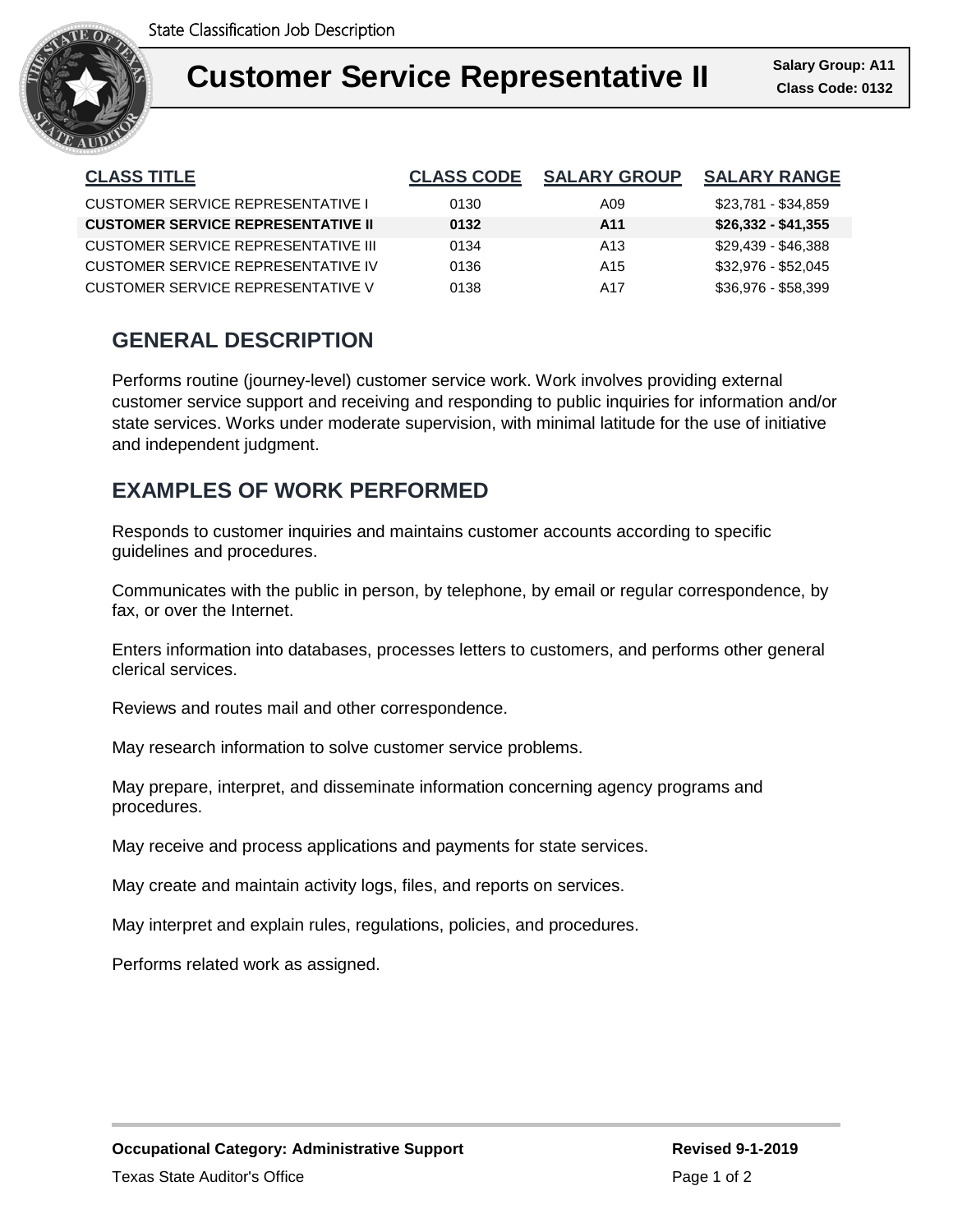State Classification Job Description

# Customer Service Representative II

**Salary Group: A11**
**Class Code: 0132**

| CLASS TITLE | CLASS CODE | SALARY GROUP | SALARY RANGE |
|---|---|---|---|
| CUSTOMER SERVICE REPRESENTATIVE I | 0130 | A09 | $23,781 - $34,859 |
| **CUSTOMER SERVICE REPRESENTATIVE II** | **0132** | **A11** | **$26,332 - $41,355** |
| CUSTOMER SERVICE REPRESENTATIVE III | 0134 | A13 | $29,439 - $46,388 |
| CUSTOMER SERVICE REPRESENTATIVE IV | 0136 | A15 | $32,976 - $52,045 |
| CUSTOMER SERVICE REPRESENTATIVE V | 0138 | A17 | $36,976 - $58,399 |

## GENERAL DESCRIPTION

Performs routine (journey-level) customer service work. Work involves providing external customer service support and receiving and responding to public inquiries for information and/or state services. Works under moderate supervision, with minimal latitude for the use of initiative and independent judgment.

## EXAMPLES OF WORK PERFORMED

Responds to customer inquiries and maintains customer accounts according to specific guidelines and procedures.

Communicates with the public in person, by telephone, by email or regular correspondence, by fax, or over the Internet.

Enters information into databases, processes letters to customers, and performs other general clerical services.

Reviews and routes mail and other correspondence.

May research information to solve customer service problems.

May prepare, interpret, and disseminate information concerning agency programs and procedures.

May receive and process applications and payments for state services.

May create and maintain activity logs, files, and reports on services.

May interpret and explain rules, regulations, policies, and procedures.

Performs related work as assigned.

**Occupational Category: Administrative Support** **Revised 9-1-2019**

Texas State Auditor's Office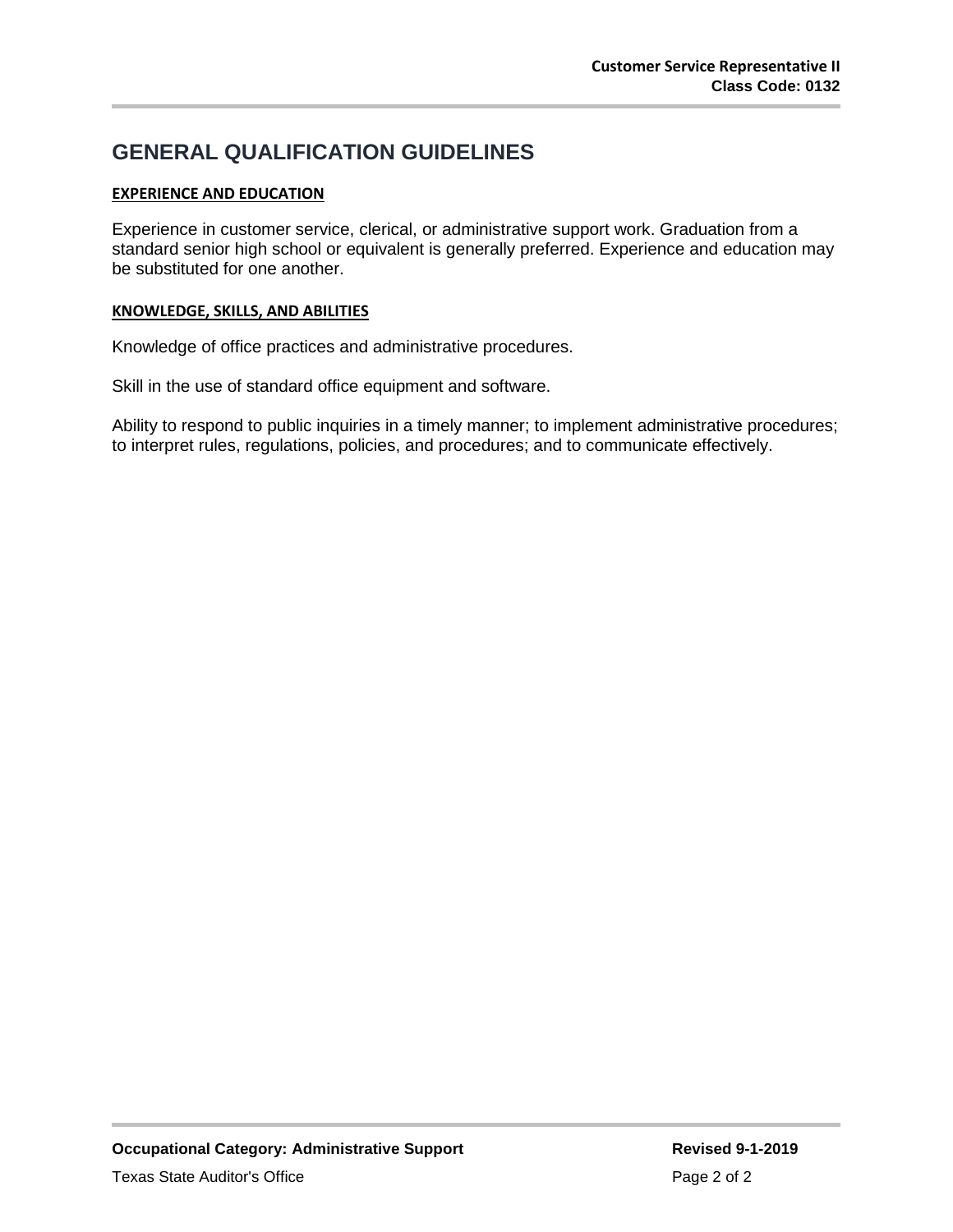## GENERAL QUALIFICATION GUIDELINES

### EXPERIENCE AND EDUCATION

Experience in customer service, clerical, or administrative support work. Graduation from a standard senior high school or equivalent is generally preferred. Experience and education may be substituted for one another.

### KNOWLEDGE, SKILLS, AND ABILITIES

Knowledge of office practices and administrative procedures.

Skill in the use of standard office equipment and software.

Ability to respond to public inquiries in a timely manner; to implement administrative procedures; to interpret rules, regulations, policies, and procedures; and to communicate effectively.